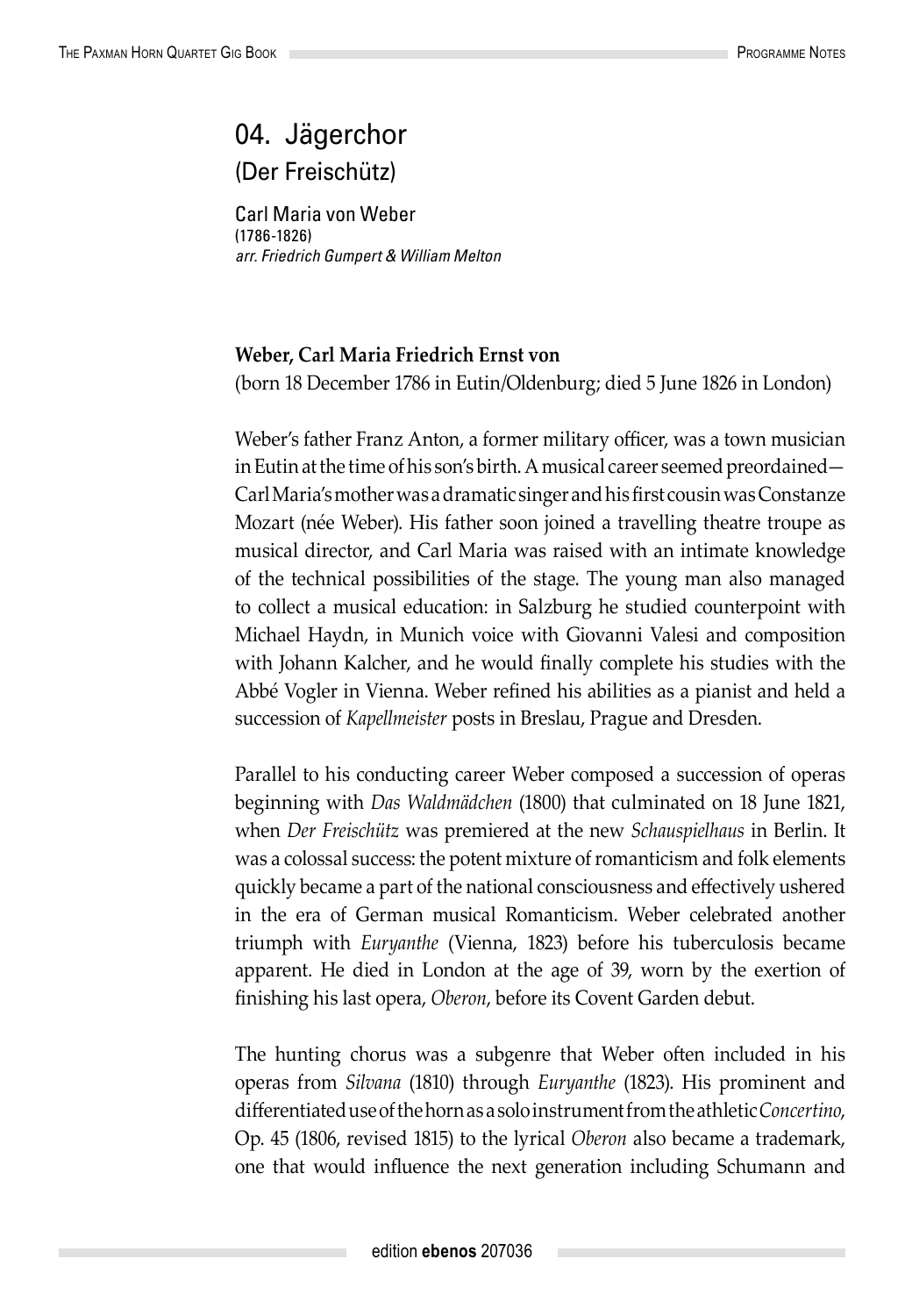# 04. Jägerchor

## (Der Freischütz)

Carl Maria von Weber
(1786-1826)
*arr. Friedrich Gumpert & William Melton*

**Weber, Carl Maria Friedrich Ernst von**
(born 18 December 1786 in Eutin/Oldenburg; died 5 June 1826 in London)

Weber's father Franz Anton, a former military officer, was a town musician in Eutin at the time of his son's birth. A musical career seemed preordained—Carl Maria's mother was a dramatic singer and his first cousin was Constanze Mozart (née Weber). His father soon joined a travelling theatre troupe as musical director, and Carl Maria was raised with an intimate knowledge of the technical possibilities of the stage. The young man also managed to collect a musical education: in Salzburg he studied counterpoint with Michael Haydn, in Munich voice with Giovanni Valesi and composition with Johann Kalcher, and he would finally complete his studies with the Abbé Vogler in Vienna. Weber refined his abilities as a pianist and held a succession of *Kapellmeister* posts in Breslau, Prague and Dresden.

Parallel to his conducting career Weber composed a succession of operas beginning with *Das Waldmädchen* (1800) that culminated on 18 June 1821, when *Der Freischütz* was premiered at the new *Schauspielhaus* in Berlin. It was a colossal success: the potent mixture of romanticism and folk elements quickly became a part of the national consciousness and effectively ushered in the era of German musical Romanticism. Weber celebrated another triumph with *Euryanthe* (Vienna, 1823) before his tuberculosis became apparent. He died in London at the age of 39, worn by the exertion of finishing his last opera, *Oberon*, before its Covent Garden debut.

The hunting chorus was a subgenre that Weber often included in his operas from *Silvana* (1810) through *Euryanthe* (1823). His prominent and differentiated use of the horn as a solo instrument from the athletic *Concertino*, Op. 45 (1806, revised 1815) to the lyrical *Oberon* also became a trademark, one that would influence the next generation including Schumann and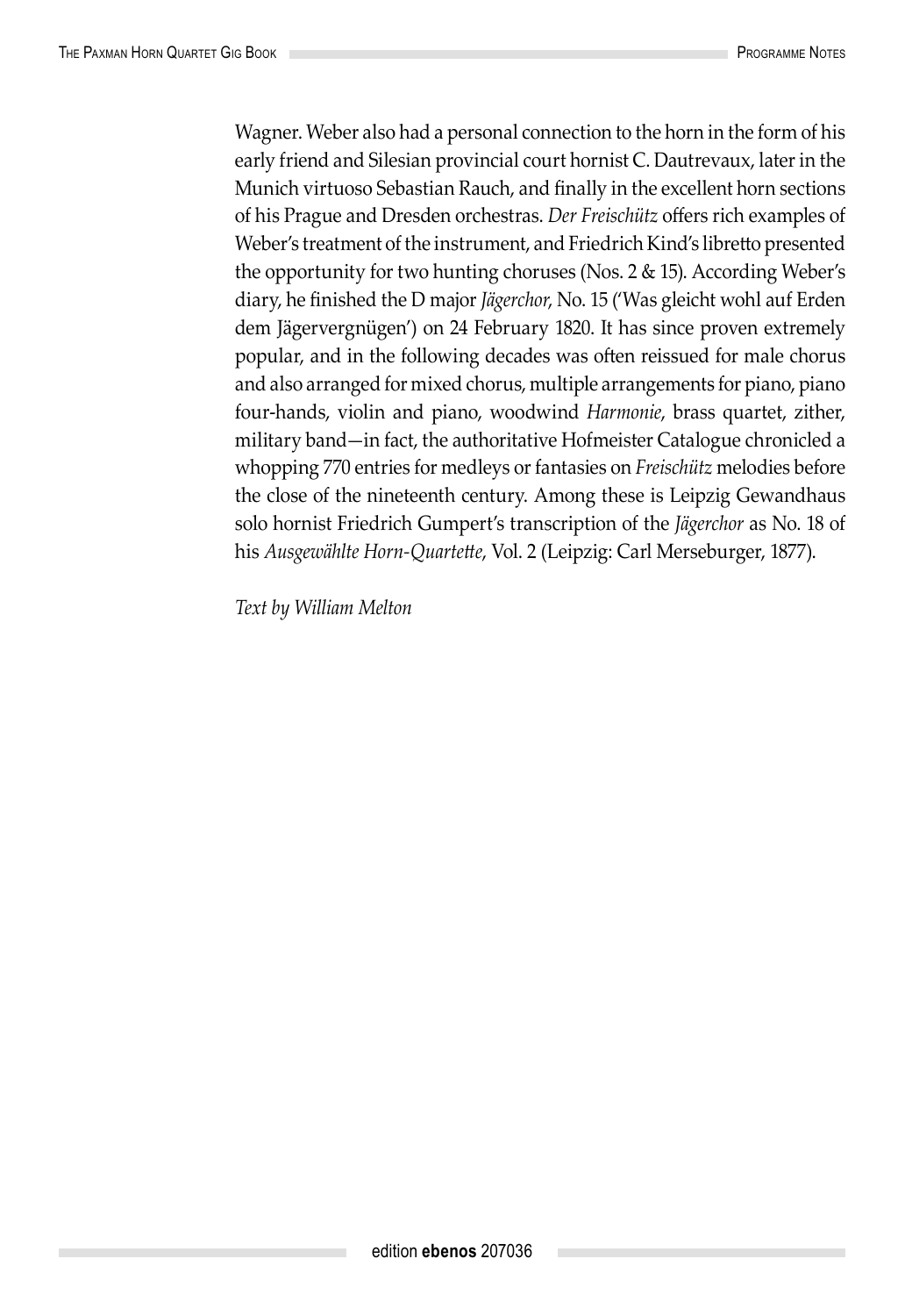Wagner. Weber also had a personal connection to the horn in the form of his early friend and Silesian provincial court hornist C. Dautrevaux, later in the Munich virtuoso Sebastian Rauch, and finally in the excellent horn sections of his Prague and Dresden orchestras. *Der Freischütz* offers rich examples of Weber's treatment of the instrument, and Friedrich Kind's libretto presented the opportunity for two hunting choruses (Nos. 2 & 15). According Weber's diary, he finished the D major *Jägerchor*, No. 15 ('Was gleicht wohl auf Erden dem Jägervergnügen') on 24 February 1820. It has since proven extremely popular, and in the following decades was often reissued for male chorus and also arranged for mixed chorus, multiple arrangements for piano, piano four-hands, violin and piano, woodwind *Harmonie*, brass quartet, zither, military band—in fact, the authoritative Hofmeister Catalogue chronicled a whopping 770 entries for medleys or fantasies on *Freischütz* melodies before the close of the nineteenth century. Among these is Leipzig Gewandhaus solo hornist Friedrich Gumpert's transcription of the *Jägerchor* as No. 18 of his *Ausgewählte Horn-Quartette*, Vol. 2 (Leipzig: Carl Merseburger, 1877).

*Text by William Melton*